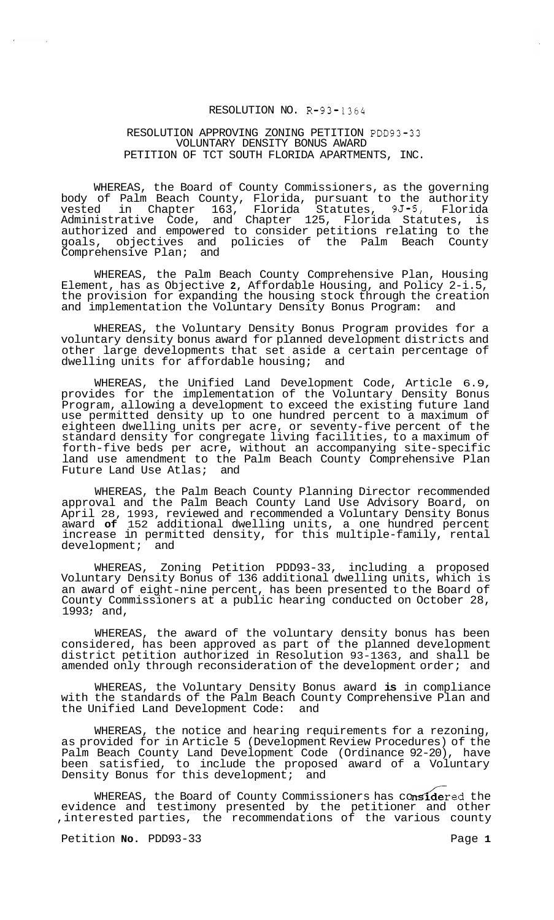RESOLUTION NO. R-93-1364

RESOLUTION APPROVING ZONING PETITION PDD93-33
VOLUNTARY DENSITY BONUS AWARD
PETITION OF TCT SOUTH FLORIDA APARTMENTS, INC.

WHEREAS, the Board of County Commissioners, as the governing body of Palm Beach County, Florida, pursuant to the authority vested in Chapter 163, Florida Statutes, 9J-5, Florida Administrative Code, and Chapter 125, Florida Statutes, is authorized and empowered to consider petitions relating to the goals, objectives and policies of the Palm Beach County Comprehensive Plan; and

WHEREAS, the Palm Beach County Comprehensive Plan, Housing Element, has as Objective **2**, Affordable Housing, and Policy 2-i.5, the provision for expanding the housing stock through the creation and implementation the Voluntary Density Bonus Program: and

WHEREAS, the Voluntary Density Bonus Program provides for a voluntary density bonus award for planned development districts and other large developments that set aside a certain percentage of dwelling units for affordable housing; and

WHEREAS, the Unified Land Development Code, Article 6.9, provides for the implementation of the Voluntary Density Bonus Program, allowing a development to exceed the existing future land use permitted density up to one hundred percent to a maximum of eighteen dwelling units per acre, or seventy-five percent of the standard density for congregate living facilities, to a maximum of forth-five beds per acre, without an accompanying site-specific land use amendment to the Palm Beach County Comprehensive Plan Future Land Use Atlas; and

WHEREAS, the Palm Beach County Planning Director recommended approval and the Palm Beach County Land Use Advisory Board, on April 28, 1993, reviewed and recommended a Voluntary Density Bonus award **of** 152 additional dwelling units, a one hundred percent increase in permitted density, for this multiple-family, rental development; and

WHEREAS, Zoning Petition PDD93-33, including a proposed Voluntary Density Bonus of 136 additional dwelling units, which is an award of eight-nine percent, has been presented to the Board of County Commissioners at a public hearing conducted on October 28, 1993; and,

WHEREAS, the award of the voluntary density bonus has been considered, has been approved as part of the planned development district petition authorized in Resolution 93-1363, and shall be amended only through reconsideration of the development order; and

WHEREAS, the Voluntary Density Bonus award **is** in compliance with the standards of the Palm Beach County Comprehensive Plan and the Unified Land Development Code: and

WHEREAS, the notice and hearing requirements for a rezoning, as provided for in Article 5 (Development Review Procedures) of the Palm Beach County Land Development Code (Ordinance 92-20), have been satisfied, to include the proposed award of a Voluntary Density Bonus for this development; and

WHEREAS, the Board of County Commissioners has considered the evidence and testimony presented by the petitioner and other interested parties, the recommendations of the various county

Petition **No.** PDD93-33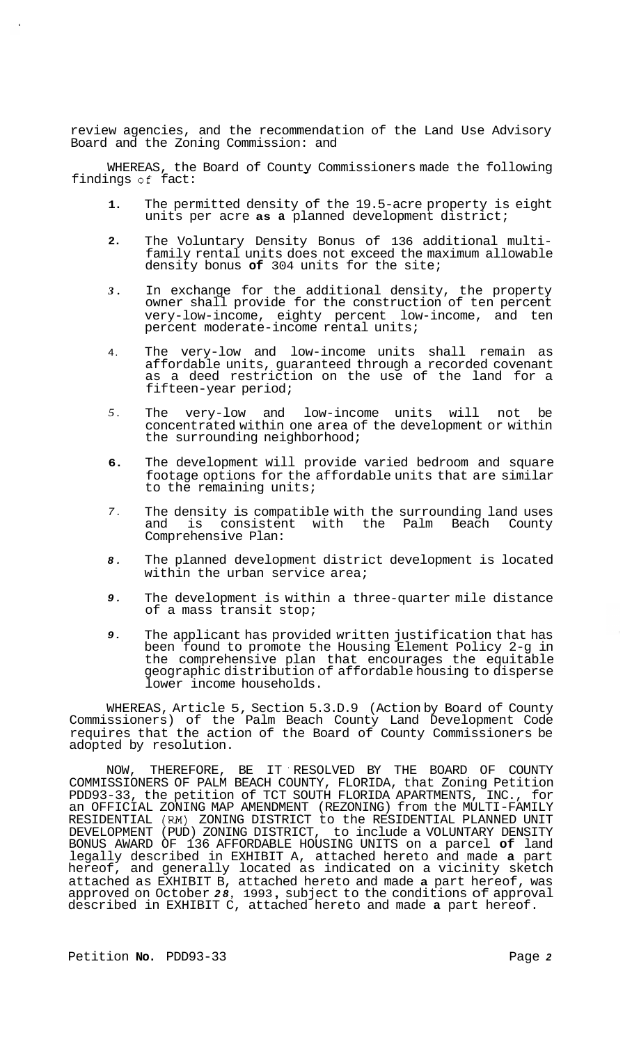review agencies, and the recommendation of the Land Use Advisory Board and the Zoning Commission: and

WHEREAS, the Board of County Commissioners made the following findings of fact:

1. The permitted density of the 19.5-acre property is eight units per acre **as a** planned development district;

2. The Voluntary Density Bonus of 136 additional multi-family rental units does not exceed the maximum allowable density bonus **of** 304 units for the site;

3. In exchange for the additional density, the property owner shall provide for the construction of ten percent very-low-income, eighty percent low-income, and ten percent moderate-income rental units;

4. The very-low and low-income units shall remain as affordable units, guaranteed through a recorded covenant as a deed restriction on the use of the land for a fifteen-year period;

5. The very-low and low-income units will not be concentrated within one area of the development or within the surrounding neighborhood;

6. The development will provide varied bedroom and square footage options for the affordable units that are similar to the remaining units;

7. The density is compatible with the surrounding land uses and is consistent with the Palm Beach County Comprehensive Plan:

8. The planned development district development is located within the urban service area;

9. The development is within a three-quarter mile distance of a mass transit stop;

9. The applicant has provided written justification that has been found to promote the Housing Element Policy 2-g in the comprehensive plan that encourages the equitable geographic distribution of affordable housing to disperse lower income households.

WHEREAS, Article 5, Section 5.3.D.9 (Action by Board of County Commissioners) of the Palm Beach County Land Development Code requires that the action of the Board of County Commissioners be adopted by resolution.

NOW, THEREFORE, BE IT RESOLVED BY THE BOARD OF COUNTY COMMISSIONERS OF PALM BEACH COUNTY, FLORIDA, that Zoning Petition PDD93-33, the petition of TCT SOUTH FLORIDA APARTMENTS, INC., for an OFFICIAL ZONING MAP AMENDMENT (REZONING) from the MULTI-FAMILY RESIDENTIAL (RM) ZONING DISTRICT to the RESIDENTIAL PLANNED UNIT DEVELOPMENT (PUD) ZONING DISTRICT, to include a VOLUNTARY DENSITY BONUS AWARD OF 136 AFFORDABLE HOUSING UNITS on a parcel **of** land legally described in EXHIBIT A, attached hereto and made **a** part hereof, and generally located as indicated on a vicinity sketch attached as EXHIBIT B, attached hereto and made **a** part hereof, was approved on October *28*, 1993, subject to the conditions of approval described in EXHIBIT C, attached hereto and made **a** part hereof.

Petition **No.** PDD93-33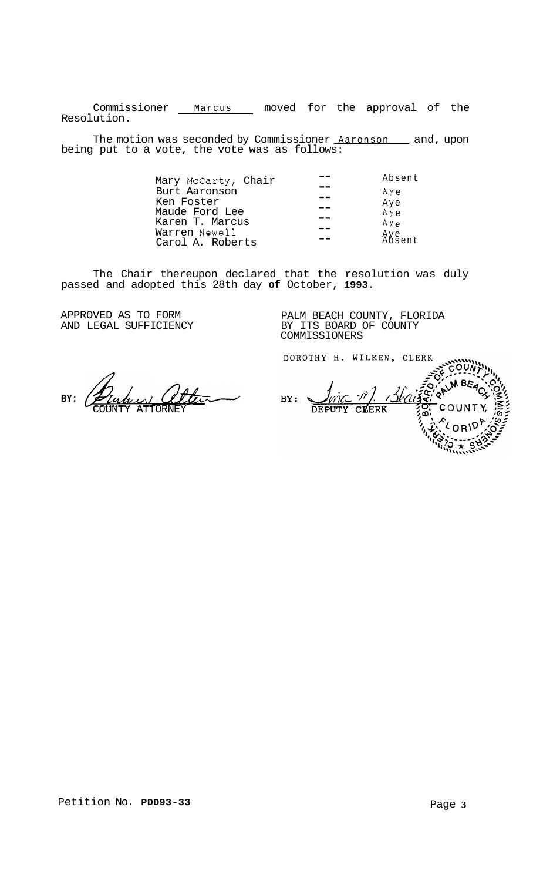Commissioner Marcus moved for the approval of the Resolution.

The motion was seconded by Commissioner Aaronson and, upon being put to a vote, the vote was as follows:

| | | |
|---|---|---|
| Mary McCarty, Chair | -- | Absent |
| Burt Aaronson | -- | Aye |
| Ken Foster | -- | Aye |
| Maude Ford Lee | -- | Aye |
| Karen T. Marcus | -- | Aye |
| Warren Newell | -- | Aye |
| Carol A. Roberts | -- | Absent |

The Chair thereupon declared that the resolution was duly passed and adopted this 28th day **of** October, **1993**.

APPROVED AS TO FORM
AND LEGAL SUFFICIENCY

BY: COUNTY ATTORNEY

PALM BEACH COUNTY, FLORIDA
BY ITS BOARD OF COUNTY
COMMISSIONERS

DOROTHY H. WILKEN, CLERK

BY: DEPUTY CLERK

Petition No. **PDD93-33**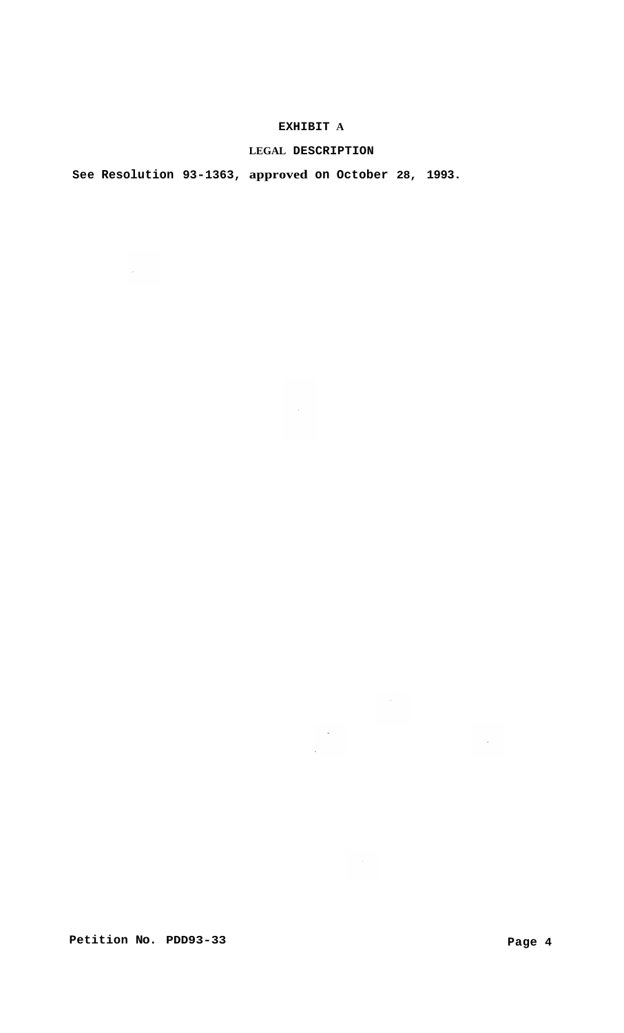# EXHIBIT A

## LEGAL DESCRIPTION

See Resolution 93-1363, approved on October 28, 1993.

Petition No. PDD93-33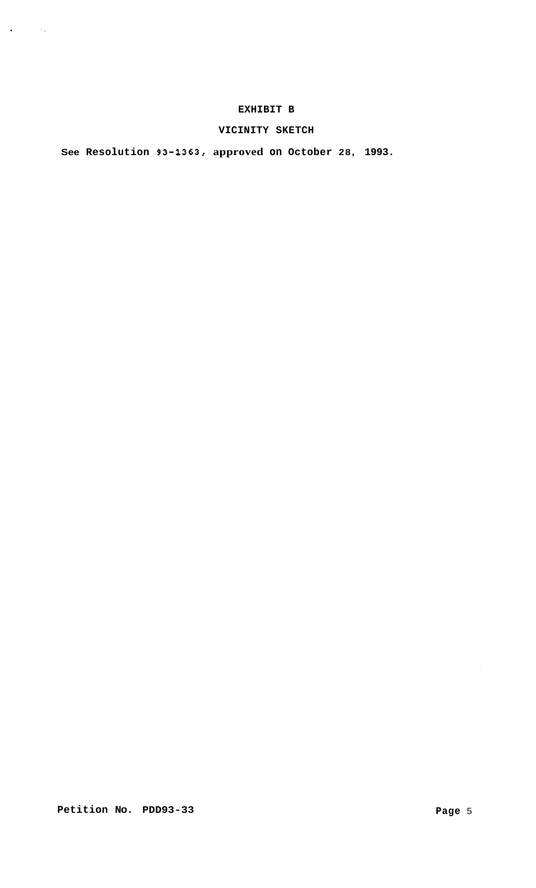# EXHIBIT B

## VICINITY SKETCH

**See Resolution 93-1363, approved on October 28, 1993.**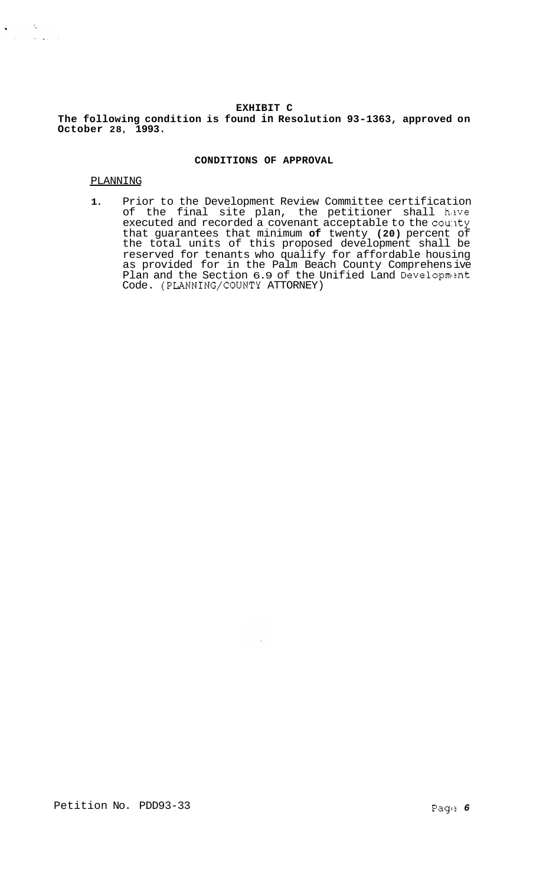**EXHIBIT C**

**The following condition is found in Resolution 93-1363, approved on October 28, 1993.**

**CONDITIONS OF APPROVAL**

PLANNING

1. Prior to the Development Review Committee certification of the final site plan, the petitioner shall have executed and recorded a covenant acceptable to the county that guarantees that minimum **of** twenty **(20)** percent of the total units of this proposed development shall be reserved for tenants who qualify for affordable housing as provided for in the Palm Beach County Comprehensive Plan and the Section 6.9 of the Unified Land Development Code. (PLANNING/COUNTY ATTORNEY)

Petition No. PDD93-33